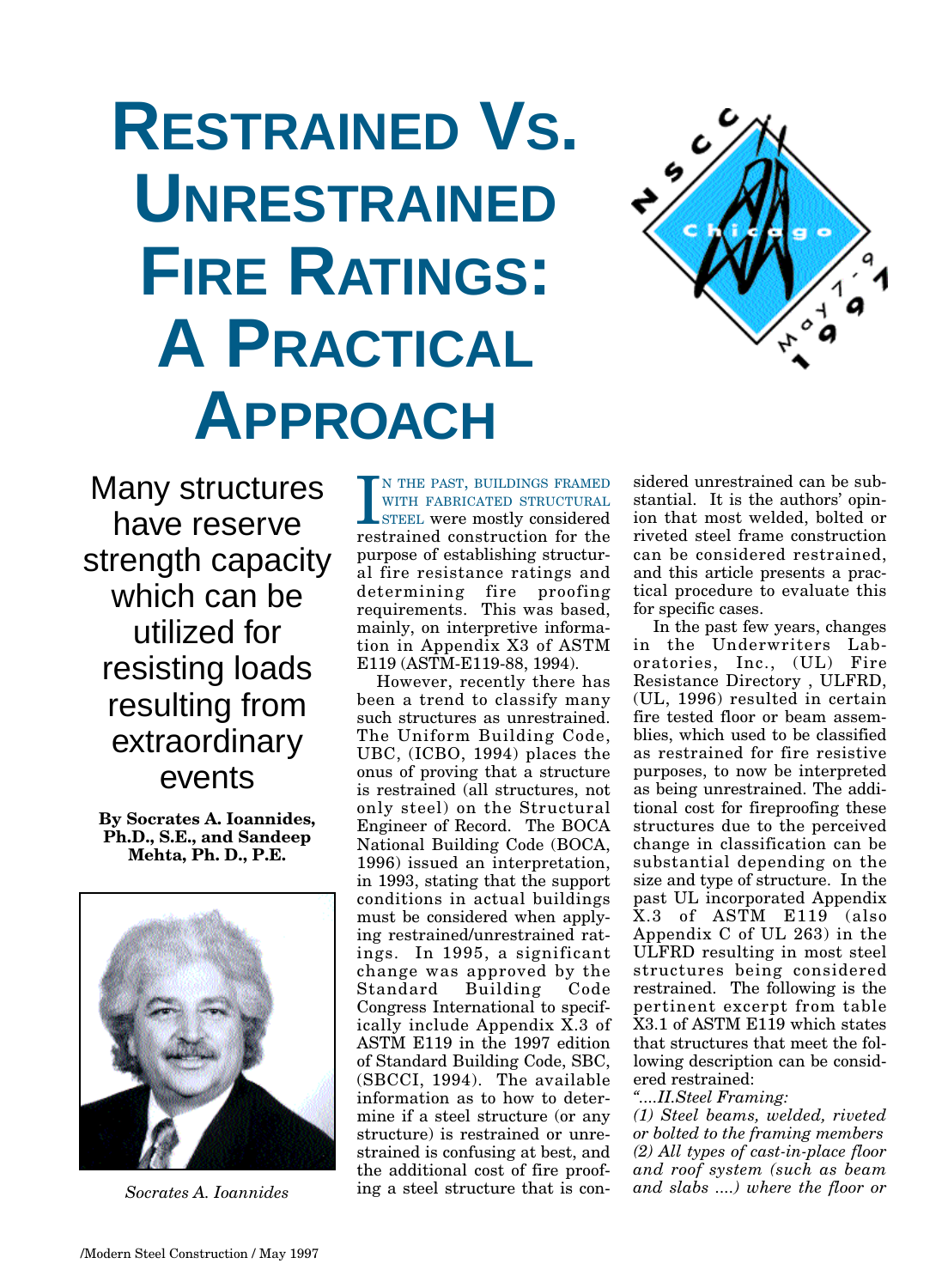# Restrained Vs. Unrestrained Fire Ratings: A Practical Approach

Many structures have reserve strength capacity which can be utilized for resisting loads resulting from extraordinary events

**By Socrates A. Ioannides, Ph.D., S.E., and Sandeep Mehta, Ph. D., P.E.**

*Socrates A. Ioannides*

In the past, buildings framed with fabricated structural steel were mostly considered restrained construction for the purpose of establishing structural fire resistance ratings and determining fire proofing requirements. This was based, mainly, on interpretive information in Appendix X3 of ASTM E119 (ASTM-E119-88, 1994).

However, recently there has been a trend to classify many such structures as unrestrained. The Uniform Building Code, UBC, (ICBO, 1994) places the onus of proving that a structure is restrained (all structures, not only steel) on the Structural Engineer of Record. The BOCA National Building Code (BOCA, 1996) issued an interpretation, in 1993, stating that the support conditions in actual buildings must be considered when applying restrained/unrestrained ratings. In 1995, a significant change was approved by the Standard Building Code Congress International to specifically include Appendix X.3 of ASTM E119 in the 1997 edition of Standard Building Code, SBC, (SBCCI, 1994). The available information as to how to determine if a steel structure (or any structure) is restrained or unrestrained is confusing at best, and the additional cost of fire proofing a steel structure that is considered unrestrained can be substantial. It is the authors' opinion that most welded, bolted or riveted steel frame construction can be considered restrained, and this article presents a practical procedure to evaluate this for specific cases.

In the past few years, changes in the Underwriters Laboratories, Inc., (UL) Fire Resistance Directory , ULFRD, (UL, 1996) resulted in certain fire tested floor or beam assemblies, which used to be classified as restrained for fire resistive purposes, to now be interpreted as being unrestrained. The additional cost for fireproofing these structures due to the perceived change in classification can be substantial depending on the size and type of structure. In the past UL incorporated Appendix X.3 of ASTM E119 (also Appendix C of UL 263) in the ULFRD resulting in most steel structures being considered restrained. The following is the pertinent excerpt from table X3.1 of ASTM E119 which states that structures that meet the following description can be considered restrained:

*"....II.Steel Framing:*

*(1) Steel beams, welded, riveted or bolted to the framing members*

*(2) All types of cast-in-place floor and roof system (such as beam and slabs ....) where the floor or*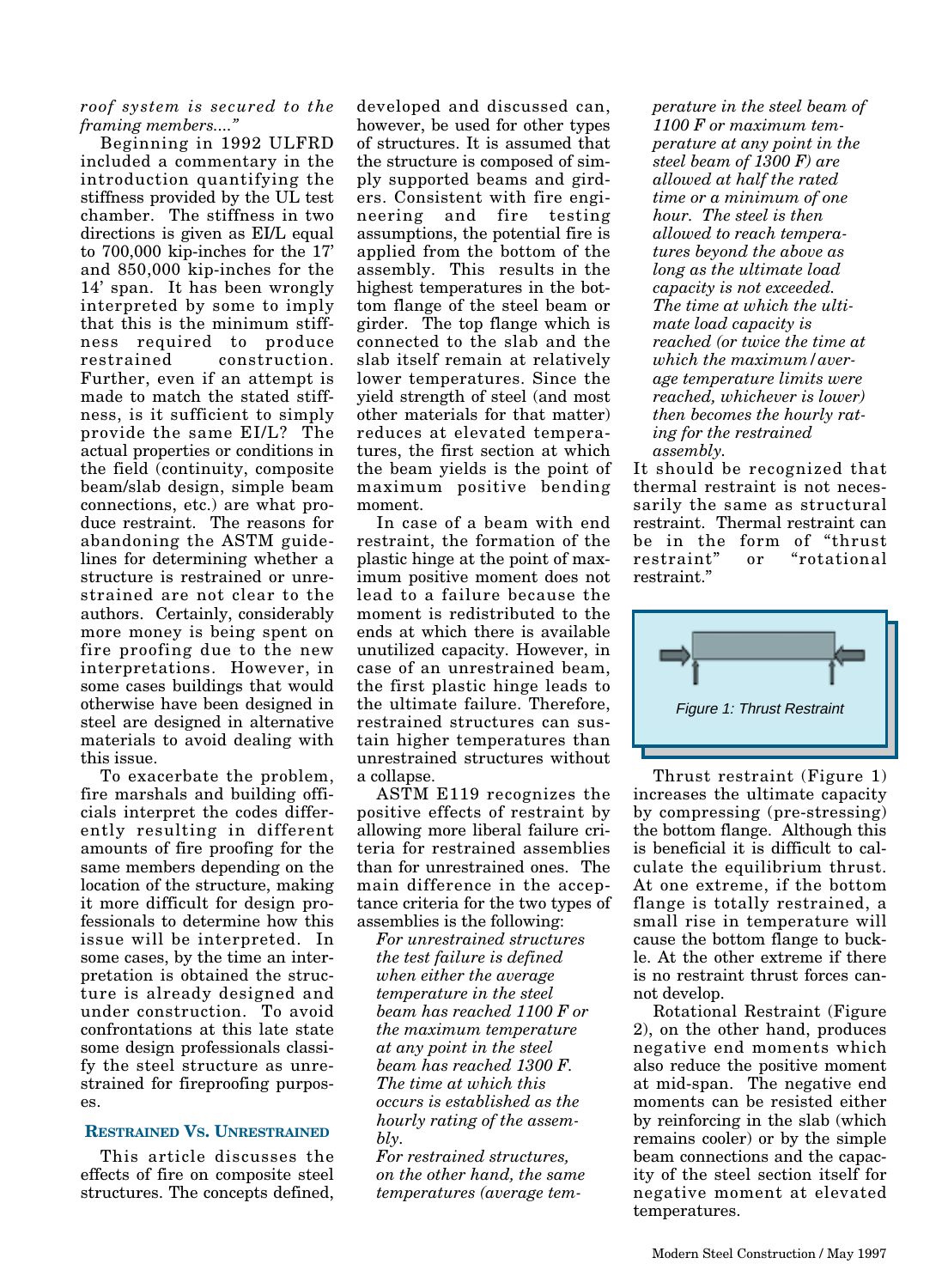*roof system is secured to the framing members...."*

Beginning in 1992 ULFRD included a commentary in the introduction quantifying the stiffness provided by the UL test chamber. The stiffness in two directions is given as EI/L equal to 700,000 kip-inches for the 17' and 850,000 kip-inches for the 14' span. It has been wrongly interpreted by some to imply that this is the minimum stiffness required to produce restrained construction. Further, even if an attempt is made to match the stated stiffness, is it sufficient to simply provide the same EI/L? The actual properties or conditions in the field (continuity, composite beam/slab design, simple beam connections, etc.) are what produce restraint. The reasons for abandoning the ASTM guidelines for determining whether a structure is restrained or unrestrained are not clear to the authors. Certainly, considerably more money is being spent on fire proofing due to the new interpretations. However, in some cases buildings that would otherwise have been designed in steel are designed in alternative materials to avoid dealing with this issue.

To exacerbate the problem, fire marshals and building officials interpret the codes differently resulting in different amounts of fire proofing for the same members depending on the location of the structure, making it more difficult for design professionals to determine how this issue will be interpreted. In some cases, by the time an interpretation is obtained the structure is already designed and under construction. To avoid confrontations at this late state some design professionals classify the steel structure as unrestrained for fireproofing purposes.

## Restrained Vs. Unrestrained

This article discusses the effects of fire on composite steel structures. The concepts defined, developed and discussed can, however, be used for other types of structures. It is assumed that the structure is composed of simply supported beams and girders. Consistent with fire engineering and fire testing assumptions, the potential fire is applied from the bottom of the assembly. This results in the highest temperatures in the bottom flange of the steel beam or girder. The top flange which is connected to the slab and the slab itself remain at relatively lower temperatures. Since the yield strength of steel (and most other materials for that matter) reduces at elevated temperatures, the first section at which the beam yields is the point of maximum positive bending moment.

In case of a beam with end restraint, the formation of the plastic hinge at the point of maximum positive moment does not lead to a failure because the moment is redistributed to the ends at which there is available unutilized capacity. However, in case of an unrestrained beam, the first plastic hinge leads to the ultimate failure. Therefore, restrained structures can sustain higher temperatures than unrestrained structures without a collapse.

ASTM E119 recognizes the positive effects of restraint by allowing more liberal failure criteria for restrained assemblies than for unrestrained ones. The main difference in the acceptance criteria for the two types of assemblies is the following:

*For unrestrained structures the test failure is defined when either the average temperature in the steel beam has reached 1100 F or the maximum temperature at any point in the steel beam has reached 1300 F. The time at which this occurs is established as the hourly rating of the assembly.*

*For restrained structures, on the other hand, the same temperatures (average temperature in the steel beam of 1100 F or maximum temperature at any point in the steel beam of 1300 F) are allowed at half the rated time or a minimum of one hour. The steel is then allowed to reach temperatures beyond the above as long as the ultimate load capacity is not exceeded. The time at which the ultimate load capacity is reached (or twice the time at which the maximum/average temperature limits were reached, whichever is lower) then becomes the hourly rating for the restrained assembly.*

It should be recognized that thermal restraint is not necessarily the same as structural restraint. Thermal restraint can be in the form of "thrust restraint" or "rotational restraint."

Figure 1: Thrust Restraint

Thrust restraint (Figure 1) increases the ultimate capacity by compressing (pre-stressing) the bottom flange. Although this is beneficial it is difficult to calculate the equilibrium thrust. At one extreme, if the bottom flange is totally restrained, a small rise in temperature will cause the bottom flange to buckle. At the other extreme if there is no restraint thrust forces cannot develop.

Rotational Restraint (Figure 2), on the other hand, produces negative end moments which also reduce the positive moment at mid-span. The negative end moments can be resisted either by reinforcing in the slab (which remains cooler) or by the simple beam connections and the capacity of the steel section itself for negative moment at elevated temperatures.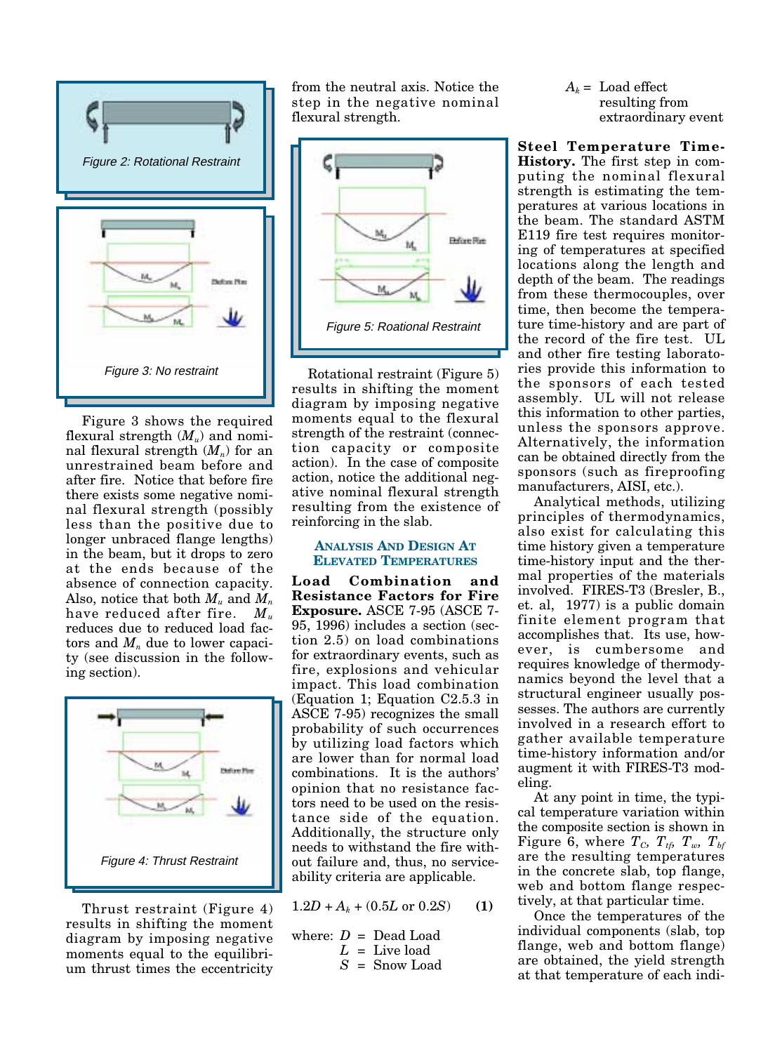Figure 2: Rotational Restraint

Figure 3: No restraint

Figure 3 shows the required flexural strength ($M_u$) and nominal flexural strength ($M_n$) for an unrestrained beam before and after fire. Notice that before fire there exists some negative nominal flexural strength (possibly less than the positive due to longer unbraced flange lengths) in the beam, but it drops to zero at the ends because of the absence of connection capacity. Also, notice that both $M_u$ and $M_n$ have reduced after fire. $M_u$ reduces due to reduced load factors and $M_n$ due to lower capacity (see discussion in the following section).

Figure 4: Thrust Restraint

Thrust restraint (Figure 4) results in shifting the moment diagram by imposing negative moments equal to the equilibrium thrust times the eccentricity from the neutral axis. Notice the step in the negative nominal flexural strength.

Figure 5: Rotational Restraint

Rotational restraint (Figure 5) results in shifting the moment diagram by imposing negative moments equal to the flexural strength of the restraint (connection capacity or composite action). In the case of composite action, notice the additional negative nominal flexural strength resulting from the existence of reinforcing in the slab.

## Analysis And Design At Elevated Temperatures

**Load Combination and Resistance Factors for Fire Exposure.** ASCE 7-95 (ASCE 7-95, 1996) includes a section (section 2.5) on load combinations for extraordinary events, such as fire, explosions and vehicular impact. This load combination (Equation 1; Equation C2.5.3 in ASCE 7-95) recognizes the small probability of such occurrences by utilizing load factors which are lower than for normal load combinations. It is the authors' opinion that no resistance factors need to be used on the resistance side of the equation. Additionally, the structure only needs to withstand the fire without failure and, thus, no serviceability criteria are applicable.

$$1.2D + A_k + (0.5L \text{ or } 0.2S) \qquad \textbf{(1)}$$

where:
$D$ = Dead Load
$L$ = Live Load
$S$ = Snow Load
$A_k$ = Load effect resulting from extraordinary event

**Steel Temperature Time-History.** The first step in computing the nominal flexural strength is estimating the temperatures at various locations in the beam. The standard ASTM E119 fire test requires monitoring of temperatures at specified locations along the length and depth of the beam. The readings from these thermocouples, over time, then become the temperature time-history and are part of the record of the fire test. UL and other fire testing laboratories provide this information to the sponsors of each tested assembly. UL will not release this information to other parties, unless the sponsors approve. Alternatively, the information can be obtained directly from the sponsors (such as fireproofing manufacturers, AISI, etc.).

Analytical methods, utilizing principles of thermodynamics, also exist for calculating this time history given a temperature time-history input and the thermal properties of the materials involved. FIRES-T3 (Bresler, B., et. al, 1977) is a public domain finite element program that accomplishes that. Its use, however, is cumbersome and requires knowledge of thermodynamics beyond the level that a structural engineer usually possesses. The authors are currently involved in a research effort to gather available temperature time-history information and/or augment it with FIRES-T3 modeling.

At any point in time, the typical temperature variation within the composite section is shown in Figure 6, where $T_C$, $T_{tf}$, $T_w$, $T_{bf}$ are the resulting temperatures in the concrete slab, top flange, web and bottom flange respectively, at that particular time.

Once the temperatures of the individual components (slab, top flange, web and bottom flange) are obtained, the yield strength at that temperature of each indi-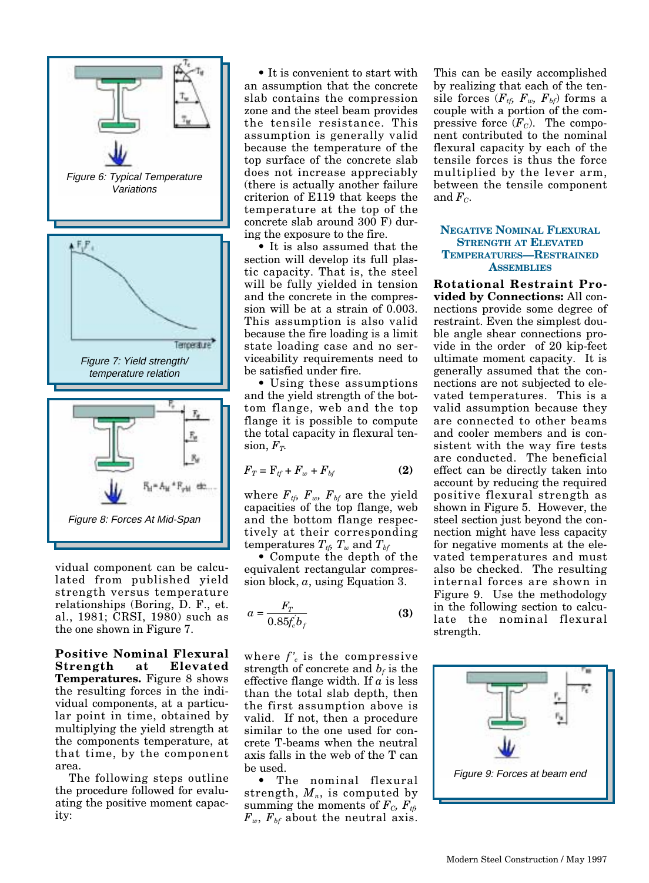Figure 6: Typical Temperature Variations

Figure 7: Yield strength/ temperature relation

Figure 8: Forces At Mid-Span

vidual component can be calculated from published yield strength versus temperature relationships (Boring, D. F., et. al., 1981; CRSI, 1980) such as the one shown in Figure 7.

**Positive Nominal Flexural Strength at Elevated Temperatures.** Figure 8 shows the resulting forces in the individual components, at a particular point in time, obtained by multiplying the yield strength at the components temperature, at that time, by the component area.

The following steps outline the procedure followed for evaluating the positive moment capacity:

- It is convenient to start with an assumption that the concrete slab contains the compression zone and the steel beam provides the tensile resistance. This assumption is generally valid because the temperature of the top surface of the concrete slab does not increase appreciably (there is actually another failure criterion of E119 that keeps the temperature at the top of the concrete slab around 300 F) during the exposure to the fire.
- It is also assumed that the section will develop its full plastic capacity. That is, the steel will be fully yielded in tension and the concrete in the compression will be at a strain of 0.003. This assumption is also valid because the fire loading is a limit state loading case and no serviceability requirements need to be satisfied under fire.
- Using these assumptions and the yield strength of the bottom flange, web and the top flange it is possible to compute the total capacity in flexural tension, $F_T$.

$$F_T = F_{tf} + F_w + F_{bf} \tag{2}$$

where $F_{tf}$, $F_w$, $F_{bf}$ are the yield capacities of the top flange, web and the bottom flange respectively at their corresponding temperatures $T_{tf}$, $T_w$ and $T_{bf}$

- Compute the depth of the equivalent rectangular compression block, $a$, using Equation 3.

$$a = \frac{F_T}{0.85 f'_c b_f} \tag{3}$$

where $f'_c$ is the compressive strength of concrete and $b_f$ is the effective flange width. If $a$ is less than the total slab depth, then the first assumption above is valid. If not, then a procedure similar to the one used for concrete T-beams when the neutral axis falls in the web of the T can be used.

- The nominal flexural strength, $M_n$, is computed by summing the moments of $F_C$, $F_{tf}$, $F_w$, $F_{bf}$ about the neutral axis. This can be easily accomplished by realizing that each of the tensile forces ($F_{tf}$, $F_w$, $F_{bf}$) forms a couple with a portion of the compressive force ($F_C$). The component contributed to the nominal flexural capacity by each of the tensile forces is thus the force multiplied by the lever arm, between the tensile component and $F_C$.

## Negative Nominal Flexural Strength at Elevated Temperatures—Restrained Assemblies

**Rotational Restraint Provided by Connections:** All connections provide some degree of restraint. Even the simplest double angle shear connections provide in the order of 20 kip-feet ultimate moment capacity. It is generally assumed that the connections are not subjected to elevated temperatures. This is a valid assumption because they are connected to other beams and cooler members and is consistent with the way fire tests are conducted. The beneficial effect can be directly taken into account by reducing the required positive flexural strength as shown in Figure 5. However, the steel section just beyond the connection might have less capacity for negative moments at the elevated temperatures and must also be checked. The resulting internal forces are shown in Figure 9. Use the methodology in the following section to calculate the nominal flexural strength.

Figure 9: Forces at beam end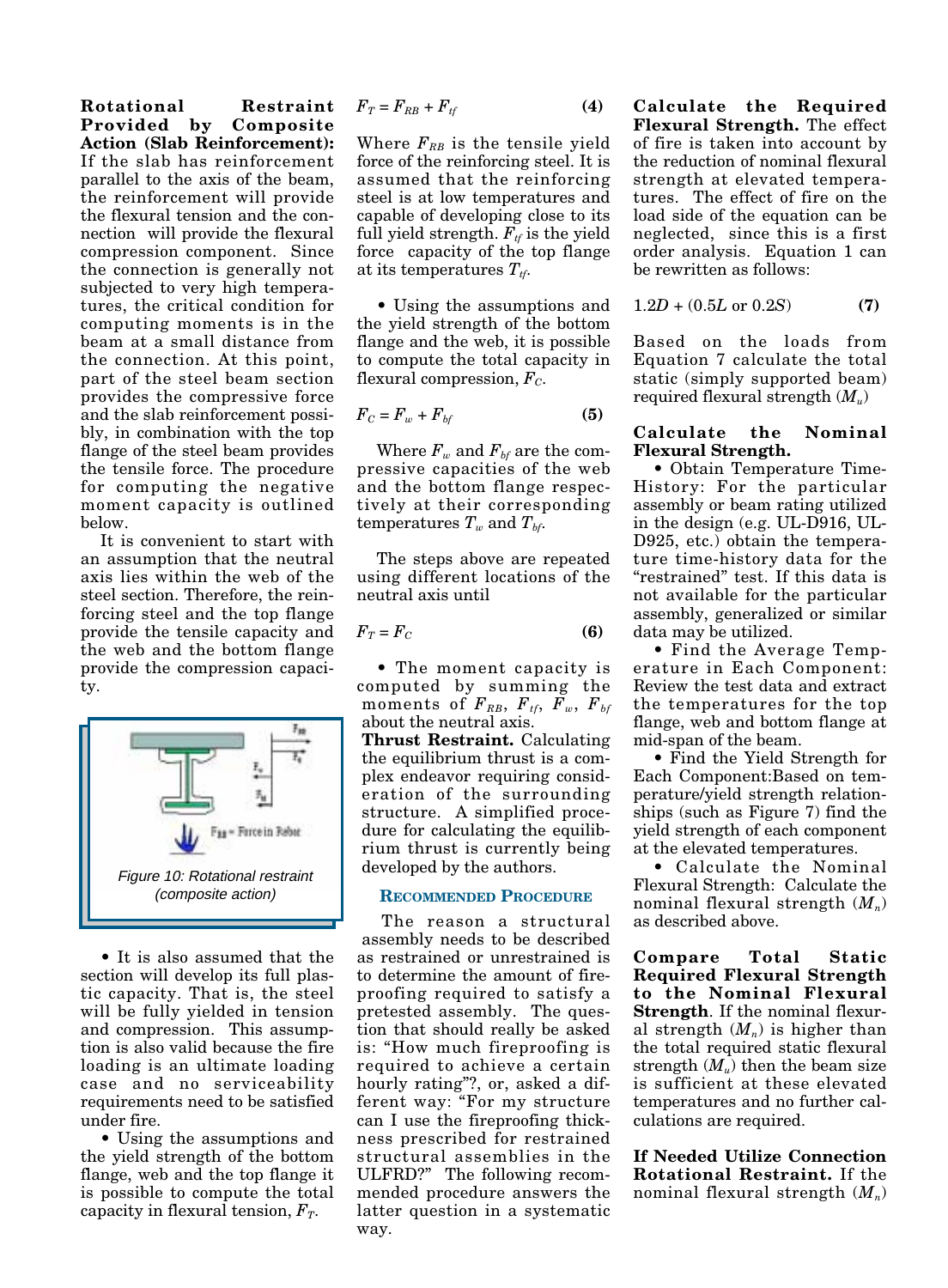**Rotational Restraint Provided by Composite Action (Slab Reinforcement):** If the slab has reinforcement parallel to the axis of the beam, the reinforcement will provide the flexural tension and the connection will provide the flexural compression component. Since the connection is generally not subjected to very high temperatures, the critical condition for computing moments is in the beam at a small distance from the connection. At this point, part of the steel beam section provides the compressive force and the slab reinforcement possibly, in combination with the top flange of the steel beam provides the tensile force. The procedure for computing the negative moment capacity is outlined below.

It is convenient to start with an assumption that the neutral axis lies within the web of the steel section. Therefore, the reinforcing steel and the top flange provide the tensile capacity and the web and the bottom flange provide the compression capacity.

Figure 10: Rotational restraint (composite action)

- It is also assumed that the section will develop its full plastic capacity. That is, the steel will be fully yielded in tension and compression. This assumption is also valid because the fire loading is an ultimate loading case and no serviceability requirements need to be satisfied under fire.
- Using the assumptions and the yield strength of the bottom flange, web and the top flange it is possible to compute the total capacity in flexural tension, $F_T$.

$$F_T = F_{RB} + F_{tf} \qquad (4)$$

Where $F_{RB}$ is the tensile yield force of the reinforcing steel. It is assumed that the reinforcing steel is at low temperatures and capable of developing close to its full yield strength. $F_{tf}$ is the yield force capacity of the top flange at its temperatures $T_{tf}$.

- Using the assumptions and the yield strength of the bottom flange and the web, it is possible to compute the total capacity in flexural compression, $F_C$.

$$F_C = F_w + F_{bf} \qquad (5)$$

Where $F_w$ and $F_{bf}$ are the compressive capacities of the web and the bottom flange respectively at their corresponding temperatures $T_w$ and $T_{bf}$.

The steps above are repeated using different locations of the neutral axis until

$$F_T = F_C \qquad (6)$$

- The moment capacity is computed by summing the moments of $F_{RB}$, $F_{tf}$, $F_w$, $F_{bf}$ about the neutral axis.

**Thrust Restraint.** Calculating the equilibrium thrust is a complex endeavor requiring consideration of the surrounding structure. A simplified procedure for calculating the equilibrium thrust is currently being developed by the authors.

## Recommended Procedure

The reason a structural assembly needs to be described as restrained or unrestrained is to determine the amount of fireproofing required to satisfy a pretested assembly. The question that should really be asked is: "How much fireproofing is required to achieve a certain hourly rating"?, or, asked a different way: "For my structure can I use the fireproofing thickness prescribed for restrained structural assemblies in the ULFRD?" The following recommended procedure answers the latter question in a systematic way.

**Calculate the Required Flexural Strength.** The effect of fire is taken into account by the reduction of nominal flexural strength at elevated temperatures. The effect of fire on the load side of the equation can be neglected, since this is a first order analysis. Equation 1 can be rewritten as follows:

$$1.2D + (0.5L \text{ or } 0.2S) \qquad (7)$$

Based on the loads from Equation 7 calculate the total static (simply supported beam) required flexural strength ($M_u$)

**Calculate the Nominal Flexural Strength.**

- Obtain Temperature Time-History: For the particular assembly or beam rating utilized in the design (e.g. UL-D916, UL-D925, etc.) obtain the temperature time-history data for the "restrained" test. If this data is not available for the particular assembly, generalized or similar data may be utilized.
- Find the Average Temperature in Each Component: Review the test data and extract the temperatures for the top flange, web and bottom flange at mid-span of the beam.
- Find the Yield Strength for Each Component:Based on temperature/yield strength relationships (such as Figure 7) find the yield strength of each component at the elevated temperatures.
- Calculate the Nominal Flexural Strength: Calculate the nominal flexural strength ($M_n$) as described above.

**Compare Total Static Required Flexural Strength to the Nominal Flexural Strength**. If the nominal flexural strength ($M_n$) is higher than the total required static flexural strength ($M_u$) then the beam size is sufficient at these elevated temperatures and no further calculations are required.

**If Needed Utilize Connection Rotational Restraint.** If the nominal flexural strength ($M_n$)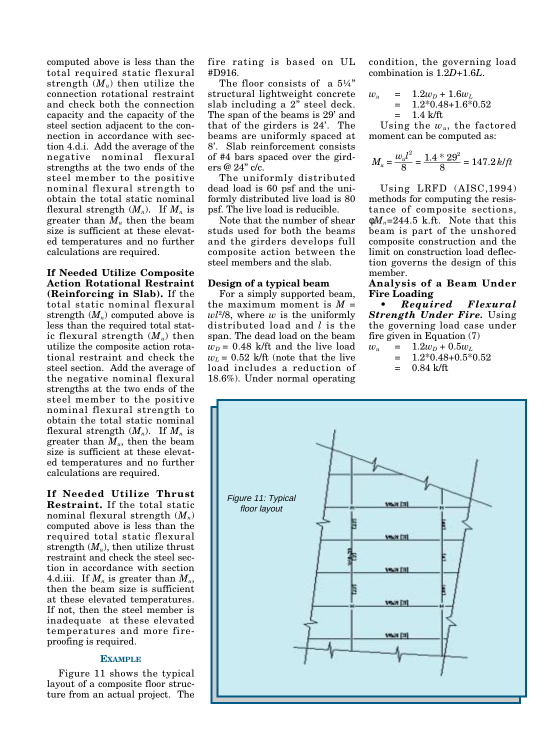computed above is less than the total required static flexural strength ($M_u$) then utilize the connection rotational restraint and check both the connection capacity and the capacity of the steel section adjacent to the connection in accordance with section 4.d.i. Add the average of the negative nominal flexural strengths at the two ends of the steel member to the positive nominal flexural strength to obtain the total static nominal flexural strength ($M_n$). If $M_n$ is greater than $M_u$ then the beam size is sufficient at these elevated temperatures and no further calculations are required.

**If Needed Utilize Composite Action Rotational Restraint (Reinforcing in Slab).** If the total static nominal flexural strength ($M_n$) computed above is less than the required total static flexural strength ($M_u$) then utilize the composite action rotational restraint and check the steel section. Add the average of the negative nominal flexural strengths at the two ends of the steel member to the positive nominal flexural strength to obtain the total static nominal flexural strength ($M_n$). If $M_n$ is greater than $M_u$, then the beam size is sufficient at these elevated temperatures and no further calculations are required.

**If Needed Utilize Thrust Restraint.** If the total static nominal flexural strength ($M_n$) computed above is less than the required total static flexural strength ($M_u$), then utilize thrust restraint and check the steel section in accordance with section 4.d.iii. If $M_n$ is greater than $M_u$, then the beam size is sufficient at these elevated temperatures. If not, then the steel member is inadequate at these elevated temperatures and more fireproofing is required.

### EXAMPLE

Figure 11 shows the typical layout of a composite floor structure from an actual project. The fire rating is based on UL #D916.

The floor consists of a 5¼" structural lightweight concrete slab including a 2" steel deck. The span of the beams is 29' and that of the girders is 24'. The beams are uniformly spaced at 8'. Slab reinforcement consists of #4 bars spaced over the girders @ 24" c/c.

The uniformly distributed dead load is 60 psf and the uniformly distributed live load is 80 psf. The live load is reducible.

Note that the number of shear studs used for both the beams and the girders develops full composite action between the steel members and the slab.

**Design of a typical beam**

For a simply supported beam, the maximum moment is $M = wl^2/8$, where $w$ is the uniformly distributed load and $l$ is the span. The dead load on the beam $w_D$ = 0.48 k/ft and the live load $w_L$ = 0.52 k/ft (note that the live load includes a reduction of 18.6%). Under normal operating condition, the governing load combination is $1.2D$+$1.6L$.

$$
\begin{aligned}
w_u &= 1.2w_D + 1.6w_L \\
&= 1.2*0.48+1.6*0.52 \\
&= 1.4 \text{ k/ft}
\end{aligned}
$$

Using the $w_u$, the factored moment can be computed as:

$$M_u = \frac{w_u l^2}{8} = \frac{1.4 * 29^2}{8} = 147.2\, k/ft$$

Using LRFD (AISC,1994) methods for computing the resistance of composite sections, $\phi M_n$=244.5 k.ft. Note that this beam is part of the unshored composite construction and the limit on construction load deflection governs the design of this member.

**Analysis of a Beam Under Fire Loading**

- ***Required Flexural Strength Under Fire.*** Using the governing load case under fire given in Equation (7)

$$
\begin{aligned}
w_u &= 1.2w_D + 0.5w_L \\
&= 1.2*0.48+0.5*0.52 \\
&= 0.84 \text{ k/ft}
\end{aligned}
$$

*Figure 11: Typical floor layout*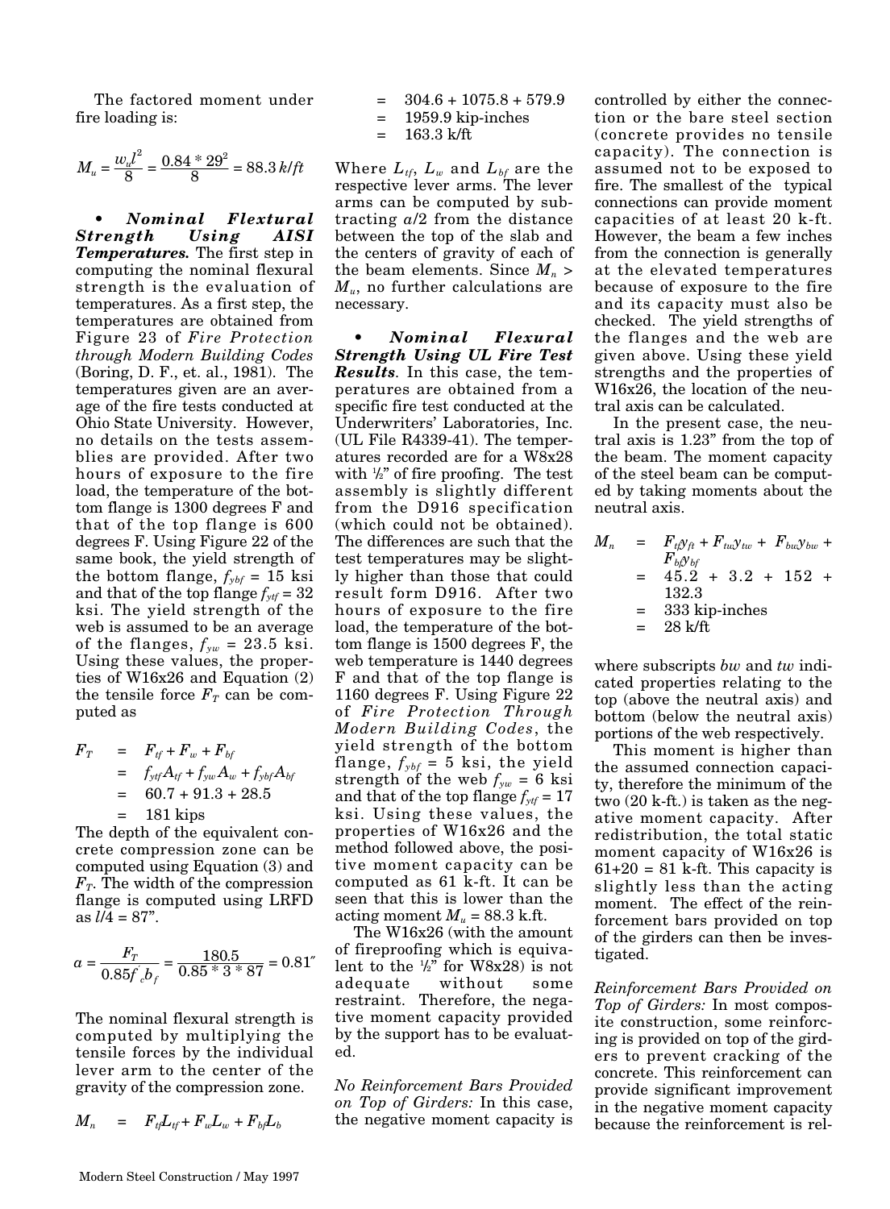The factored moment under fire loading is:

$$M_u = \frac{w_u l^2}{8} = \frac{0.84 * 29^2}{8} = 88.3\, k/ft$$

- ***Nominal Flextural Strength Using AISI Temperatures.*** The first step in computing the nominal flexural strength is the evaluation of temperatures. As a first step, the temperatures are obtained from Figure 23 of *Fire Protection through Modern Building Codes* (Boring, D. F., et. al., 1981). The temperatures given are an average of the fire tests conducted at Ohio State University. However, no details on the tests assemblies are provided. After two hours of exposure to the fire load, the temperature of the bottom flange is 1300 degrees F and that of the top flange is 600 degrees F. Using Figure 22 of the same book, the yield strength of the bottom flange, $f_{ybf}$ = 15 ksi and that of the top flange $f_{ytf}$ = 32 ksi. The yield strength of the web is assumed to be an average of the flanges, $f_{yw}$ = 23.5 ksi. Using these values, the properties of W16x26 and Equation (2) the tensile force $F_T$ can be computed as

$$\begin{aligned} F_T &= F_{tf} + F_w + F_{bf} \\ &= f_{ytf}A_{tf} + f_{yw}A_w + f_{ybf}A_{bf} \\ &= 60.7 + 91.3 + 28.5 \\ &= 181 \text{ kips} \end{aligned}$$

The depth of the equivalent concrete compression zone can be computed using Equation (3) and $F_T$. The width of the compression flange is computed using LRFD as $l/4$ = 87".

$$a = \frac{F_T}{0.85 f'_c b_f} = \frac{180.5}{0.85 * 3 * 87} = 0.81''$$

The nominal flexural strength is computed by multiplying the tensile forces by the individual lever arm to the center of the gravity of the compression zone.

$$\begin{aligned} M_n &= F_{tf}L_{tf} + F_w L_w + F_{bf}L_b \\ &= 304.6 + 1075.8 + 579.9 \\ &= 1959.9 \text{ kip-inches} \\ &= 163.3 \text{ k/ft} \end{aligned}$$

Where $L_{tf}$, $L_w$ and $L_{bf}$ are the respective lever arms. The lever arms can be computed by subtracting $a/2$ from the distance between the top of the slab and the centers of gravity of each of the beam elements. Since $M_n > M_u$, no further calculations are necessary.

- ***Nominal Flextural Strength Using UL Fire Test Results*.** In this case, the temperatures are obtained from a specific fire test conducted at the Underwriters' Laboratories, Inc. (UL File R4339-41). The temperatures recorded are for a W8x28 with ½" of fire proofing. The test assembly is slightly different from the D916 specification (which could not be obtained). The differences are such that the test temperatures may be slightly higher than those that could result form D916. After two hours of exposure to the fire load, the temperature of the bottom flange is 1500 degrees F, the web temperature is 1440 degrees F and that of the top flange is 1160 degrees F. Using Figure 22 of *Fire Protection Through Modern Building Codes*, the yield strength of the bottom flange, $f_{ybf}$ = 5 ksi, the yield strength of the web $f_{yw}$ = 6 ksi and that of the top flange $f_{ytf}$ = 17 ksi. Using these values, the properties of W16x26 and the method followed above, the positive moment capacity can be computed as 61 k-ft. It can be seen that this is lower than the acting moment $M_u$ = 88.3 k.ft.

The W16x26 (with the amount of fireproofing which is equivalent to the ½" for W8x28) is not adequate without some restraint. Therefore, the negative moment capacity provided by the support has to be evaluated.

*No Reinforcement Bars Provided on Top of Girders:* In this case, the negative moment capacity is controlled by either the connection or the bare steel section (concrete provides no tensile capacity). The connection is assumed not to be exposed to fire. The smallest of the typical connections can provide moment capacities of at least 20 k-ft. However, the beam a few inches from the connection is generally at the elevated temperatures because of exposure to the fire and its capacity must also be checked. The yield strengths of the flanges and the web are given above. Using these yield strengths and the properties of W16x26, the location of the neutral axis can be calculated.

In the present case, the neutral axis is 1.23" from the top of the beam. The moment capacity of the steel beam can be computed by taking moments about the neutral axis.

$$\begin{aligned} M_n &= F_{tf}y_{ft} + F_{tw}y_{tw} + F_{bw}y_{bw} + F_{bf}y_{bf} \\ &= 45.2 + 3.2 + 152 + 132.3 \\ &= 333 \text{ kip-inches} \\ &= 28 \text{ k/ft} \end{aligned}$$

where subscripts $bw$ and $tw$ indicated properties relating to the top (above the neutral axis) and bottom (below the neutral axis) portions of the web respectively.

This moment is higher than the assumed connection capacity, therefore the minimum of the two (20 k-ft.) is taken as the negative moment capacity. After redistribution, the total static moment capacity of W16x26 is 61+20 = 81 k-ft. This capacity is slightly less than the acting moment. The effect of the reinforcement bars provided on top of the girders can then be investigated.

*Reinforcement Bars Provided on Top of Girders:* In most composite construction, some reinforcing is provided on top of the girders to prevent cracking of the concrete. This reinforcement can provide significant improvement in the negative moment capacity because the reinforcement is rel-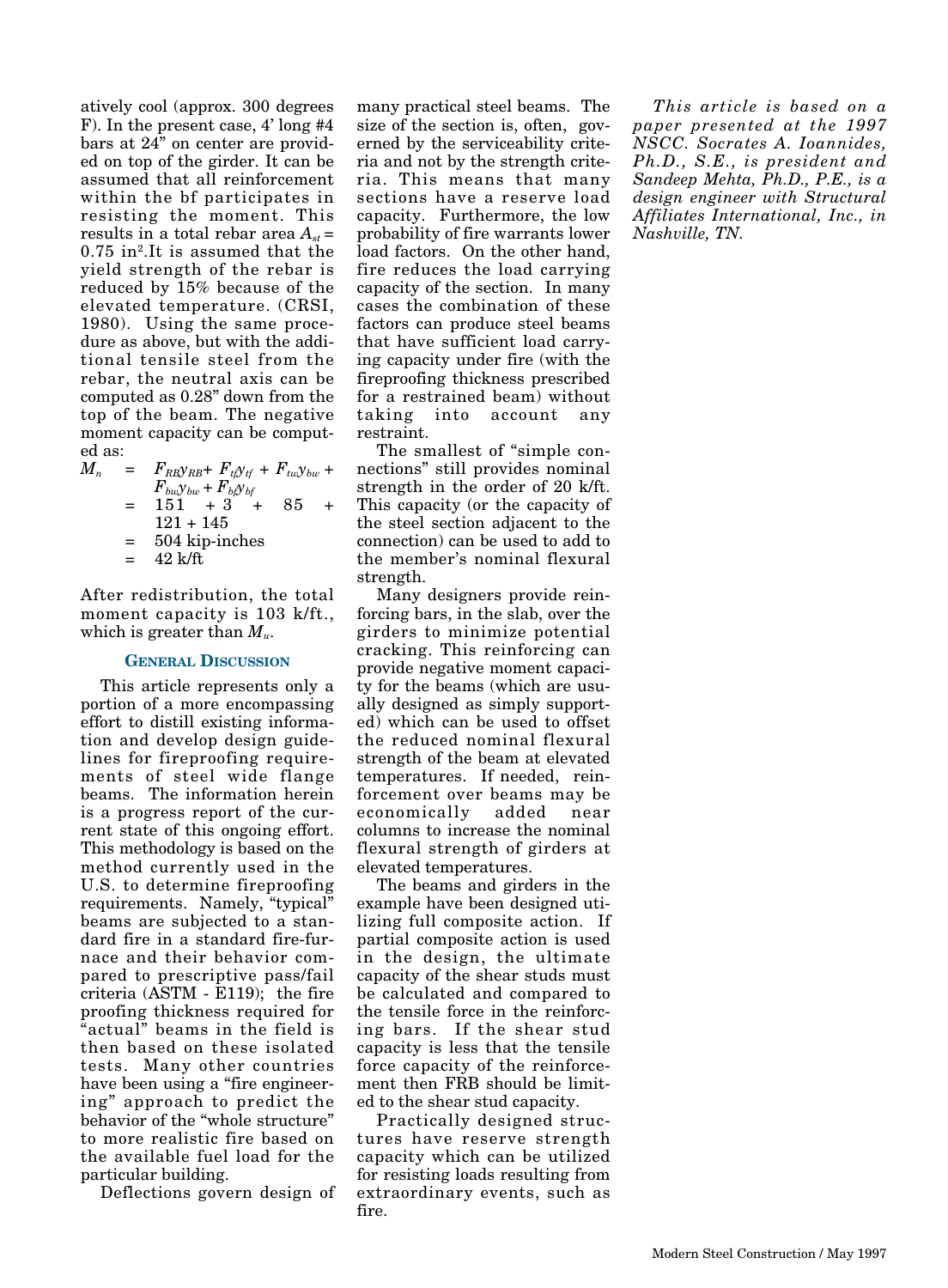atively cool (approx. 300 degrees F). In the present case, 4' long #4 bars at 24" on center are provided on top of the girder. It can be assumed that all reinforcement within the bf participates in resisting the moment. This results in a total rebar area $A_{st}$ = 0.75 in$^2$.It is assumed that the yield strength of the rebar is reduced by 15% because of the elevated temperature. (CRSI, 1980). Using the same procedure as above, but with the additional tensile steel from the rebar, the neutral axis can be computed as 0.28" down from the top of the beam. The negative moment capacity can be computed as:

$$
\begin{aligned}
M_n &= F_{RB}y_{RB} + F_{tf}y_{tf} + F_{tw}y_{bw} + F_{bw}y_{bw} + F_{bf}y_{bf} \\
&= 151 + 3 + 85 + 121 + 145 \\
&= 504 \text{ kip-inches} \\
&= 42 \text{ k/ft}
\end{aligned}
$$

After redistribution, the total moment capacity is 103 k/ft., which is greater than $M_u$.

### General Discussion

This article represents only a portion of a more encompassing effort to distill existing information and develop design guidelines for fireproofing requirements of steel wide flange beams. The information herein is a progress report of the current state of this ongoing effort. This methodology is based on the method currently used in the U.S. to determine fireproofing requirements. Namely, "typical" beams are subjected to a standard fire in a standard fire-furnace and their behavior compared to prescriptive pass/fail criteria (ASTM - E119); the fire proofing thickness required for "actual" beams in the field is then based on these isolated tests. Many other countries have been using a "fire engineering" approach to predict the behavior of the "whole structure" to more realistic fire based on the available fuel load for the particular building.

Deflections govern design of many practical steel beams. The size of the section is, often, governed by the serviceability criteria and not by the strength criteria. This means that many sections have a reserve load capacity. Furthermore, the low probability of fire warrants lower load factors. On the other hand, fire reduces the load carrying capacity of the section. In many cases the combination of these factors can produce steel beams that have sufficient load carrying capacity under fire (with the fireproofing thickness prescribed for a restrained beam) without taking into account any restraint.

The smallest of "simple connections" still provides nominal strength in the order of 20 k/ft. This capacity (or the capacity of the steel section adjacent to the connection) can be used to add to the member's nominal flexural strength.

Many designers provide reinforcing bars, in the slab, over the girders to minimize potential cracking. This reinforcing can provide negative moment capacity for the beams (which are usually designed as simply supported) which can be used to offset the reduced nominal flexural strength of the beam at elevated temperatures. If needed, reinforcement over beams may be economically added near columns to increase the nominal flexural strength of girders at elevated temperatures.

The beams and girders in the example have been designed utilizing full composite action. If partial composite action is used in the design, the ultimate capacity of the shear studs must be calculated and compared to the tensile force in the reinforcing bars. If the shear stud capacity is less that the tensile force capacity of the reinforcement then FRB should be limited to the shear stud capacity.

Practically designed structures have reserve strength capacity which can be utilized for resisting loads resulting from extraordinary events, such as fire.

*This article is based on a paper presented at the 1997 NSCC. Socrates A. Ioannides, Ph.D., S.E., is president and Sandeep Mehta, Ph.D., P.E., is a design engineer with Structural Affiliates International, Inc., in Nashville, TN.*